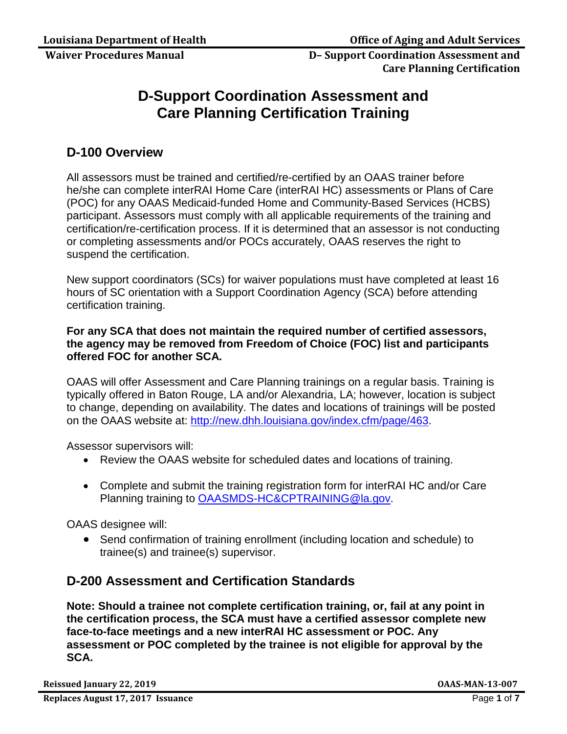# D-Support Coordination Assessment and Care Planning Certification Training

## D-100 Overview

All assessors must be trained and certified/re-certified by an OAAS trainer before he/she can complete interRAI Home Care (interRAI HC) assessments or Plans of Care (POC) for any OAAS Medicaid-funded Home and Community-Based Services (HCBS) participant. Assessors must comply with all applicable requirements of the training and certification/re-certification process. If it is determined that an assessor is not conducting or completing assessments and/or POCs accurately, OAAS reserves the right to suspend the certification.

New support coordinators (SCs) for waiver populations must have completed at least 16 hours of SC orientation with a Support Coordination Agency (SCA) before attending certification training.

**For any SCA that does not maintain the required number of certified assessors, the agency may be removed from Freedom of Choice (FOC) list and participants offered FOC for another SCA.**

OAAS will offer Assessment and Care Planning trainings on a regular basis. Training is typically offered in Baton Rouge, LA and/or Alexandria, LA; however, location is subject to change, depending on availability. The dates and locations of trainings will be posted on the OAAS website at: http://new.dhh.louisiana.gov/index.cfm/page/463.

Assessor supervisors will:

- Review the OAAS website for scheduled dates and locations of training.
- Complete and submit the training registration form for interRAI HC and/or Care Planning training to OAASMDS-HC&CPTRAINING@la.gov.

OAAS designee will:

- Send confirmation of training enrollment (including location and schedule) to trainee(s) and trainee(s) supervisor.

## D-200 Assessment and Certification Standards

**Note: Should a trainee not complete certification training, or, fail at any point in the certification process, the SCA must have a certified assessor complete new face-to-face meetings and a new interRAI HC assessment or POC. Any assessment or POC completed by the trainee is not eligible for approval by the SCA.**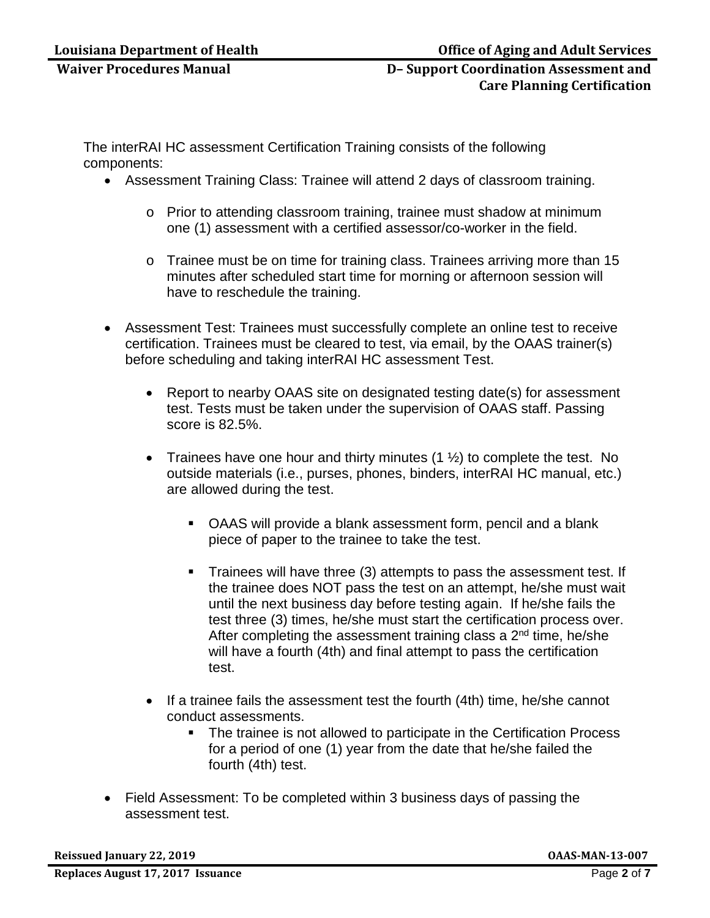The interRAI HC assessment Certification Training consists of the following components:

- Assessment Training Class: Trainee will attend 2 days of classroom training.
  - Prior to attending classroom training, trainee must shadow at minimum one (1) assessment with a certified assessor/co-worker in the field.
  - Trainee must be on time for training class. Trainees arriving more than 15 minutes after scheduled start time for morning or afternoon session will have to reschedule the training.
- Assessment Test: Trainees must successfully complete an online test to receive certification. Trainees must be cleared to test, via email, by the OAAS trainer(s) before scheduling and taking interRAI HC assessment Test.
  - Report to nearby OAAS site on designated testing date(s) for assessment test. Tests must be taken under the supervision of OAAS staff. Passing score is 82.5%.
  - Trainees have one hour and thirty minutes (1 ½) to complete the test. No outside materials (i.e., purses, phones, binders, interRAI HC manual, etc.) are allowed during the test.
    - OAAS will provide a blank assessment form, pencil and a blank piece of paper to the trainee to take the test.
    - Trainees will have three (3) attempts to pass the assessment test. If the trainee does NOT pass the test on an attempt, he/she must wait until the next business day before testing again. If he/she fails the test three (3) times, he/she must start the certification process over. After completing the assessment training class a 2nd time, he/she will have a fourth (4th) and final attempt to pass the certification test.
  - If a trainee fails the assessment test the fourth (4th) time, he/she cannot conduct assessments.
    - The trainee is not allowed to participate in the Certification Process for a period of one (1) year from the date that he/she failed the fourth (4th) test.
- Field Assessment: To be completed within 3 business days of passing the assessment test.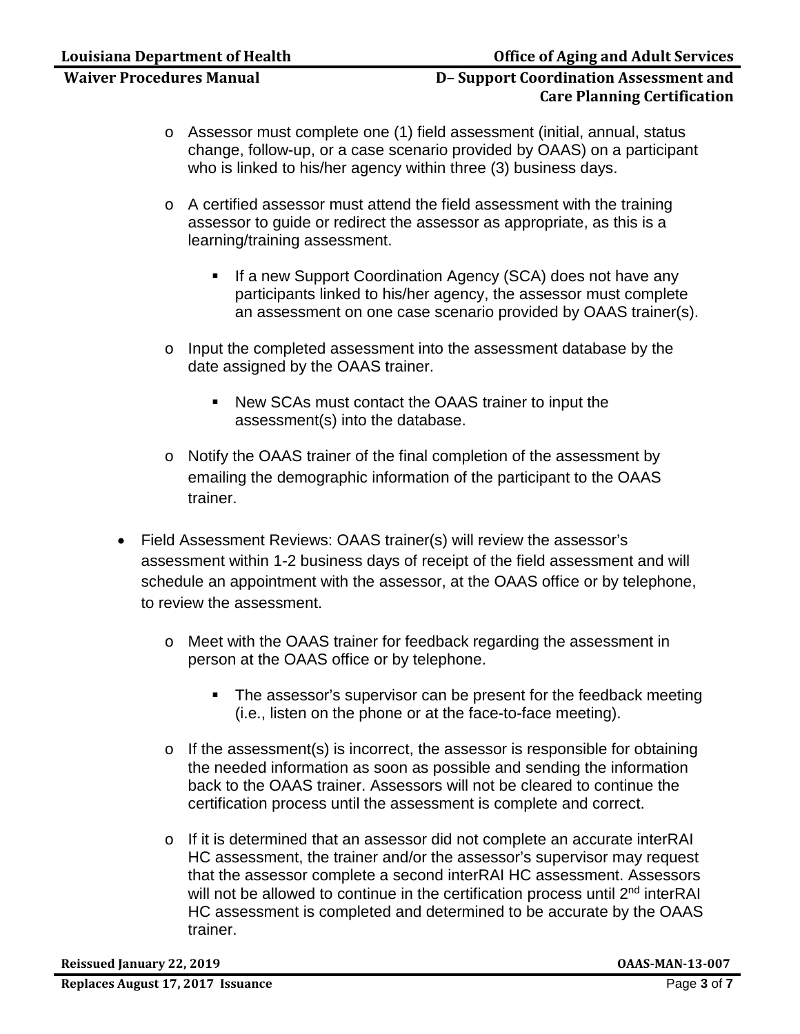- Assessor must complete one (1) field assessment (initial, annual, status change, follow-up, or a case scenario provided by OAAS) on a participant who is linked to his/her agency within three (3) business days.

- A certified assessor must attend the field assessment with the training assessor to guide or redirect the assessor as appropriate, as this is a learning/training assessment.

    - If a new Support Coordination Agency (SCA) does not have any participants linked to his/her agency, the assessor must complete an assessment on one case scenario provided by OAAS trainer(s).

- Input the completed assessment into the assessment database by the date assigned by the OAAS trainer.

    - New SCAs must contact the OAAS trainer to input the assessment(s) into the database.

- Notify the OAAS trainer of the final completion of the assessment by emailing the demographic information of the participant to the OAAS trainer.

- Field Assessment Reviews: OAAS trainer(s) will review the assessor's assessment within 1-2 business days of receipt of the field assessment and will schedule an appointment with the assessor, at the OAAS office or by telephone, to review the assessment.

    - Meet with the OAAS trainer for feedback regarding the assessment in person at the OAAS office or by telephone.

        - The assessor's supervisor can be present for the feedback meeting (i.e., listen on the phone or at the face-to-face meeting).

    - If the assessment(s) is incorrect, the assessor is responsible for obtaining the needed information as soon as possible and sending the information back to the OAAS trainer. Assessors will not be cleared to continue the certification process until the assessment is complete and correct.

    - If it is determined that an assessor did not complete an accurate interRAI HC assessment, the trainer and/or the assessor's supervisor may request that the assessor complete a second interRAI HC assessment. Assessors will not be allowed to continue in the certification process until 2nd interRAI HC assessment is completed and determined to be accurate by the OAAS trainer.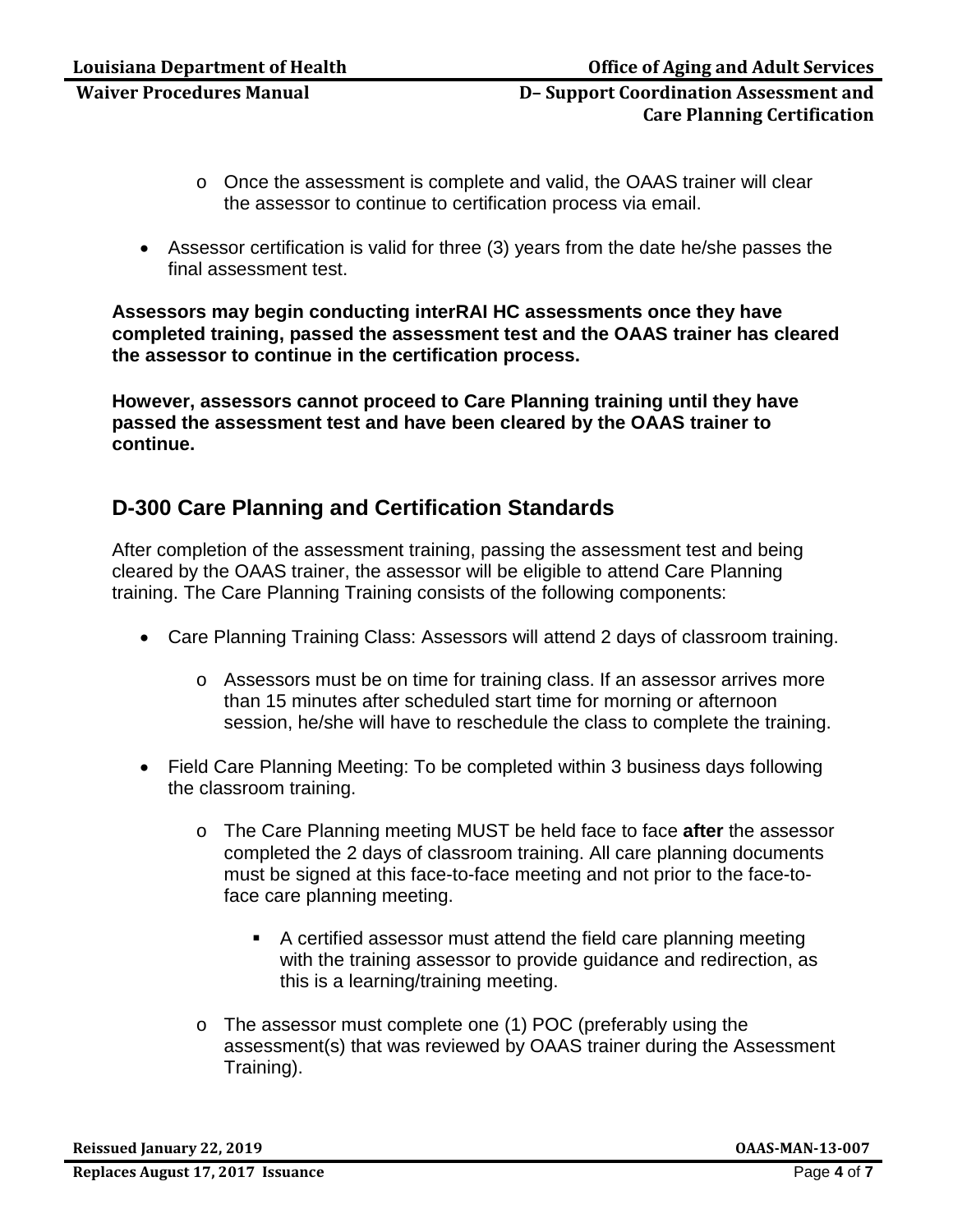- Once the assessment is complete and valid, the OAAS trainer will clear the assessor to continue to certification process via email.

- Assessor certification is valid for three (3) years from the date he/she passes the final assessment test.

**Assessors may begin conducting interRAI HC assessments once they have completed training, passed the assessment test and the OAAS trainer has cleared the assessor to continue in the certification process.**

**However, assessors cannot proceed to Care Planning training until they have passed the assessment test and have been cleared by the OAAS trainer to continue.**

## D-300 Care Planning and Certification Standards

After completion of the assessment training, passing the assessment test and being cleared by the OAAS trainer, the assessor will be eligible to attend Care Planning training. The Care Planning Training consists of the following components:

- Care Planning Training Class: Assessors will attend 2 days of classroom training.
  - Assessors must be on time for training class. If an assessor arrives more than 15 minutes after scheduled start time for morning or afternoon session, he/she will have to reschedule the class to complete the training.

- Field Care Planning Meeting: To be completed within 3 business days following the classroom training.
  - The Care Planning meeting MUST be held face to face **after** the assessor completed the 2 days of classroom training. All care planning documents must be signed at this face-to-face meeting and not prior to the face-to-face care planning meeting.
    - A certified assessor must attend the field care planning meeting with the training assessor to provide guidance and redirection, as this is a learning/training meeting.
  - The assessor must complete one (1) POC (preferably using the assessment(s) that was reviewed by OAAS trainer during the Assessment Training).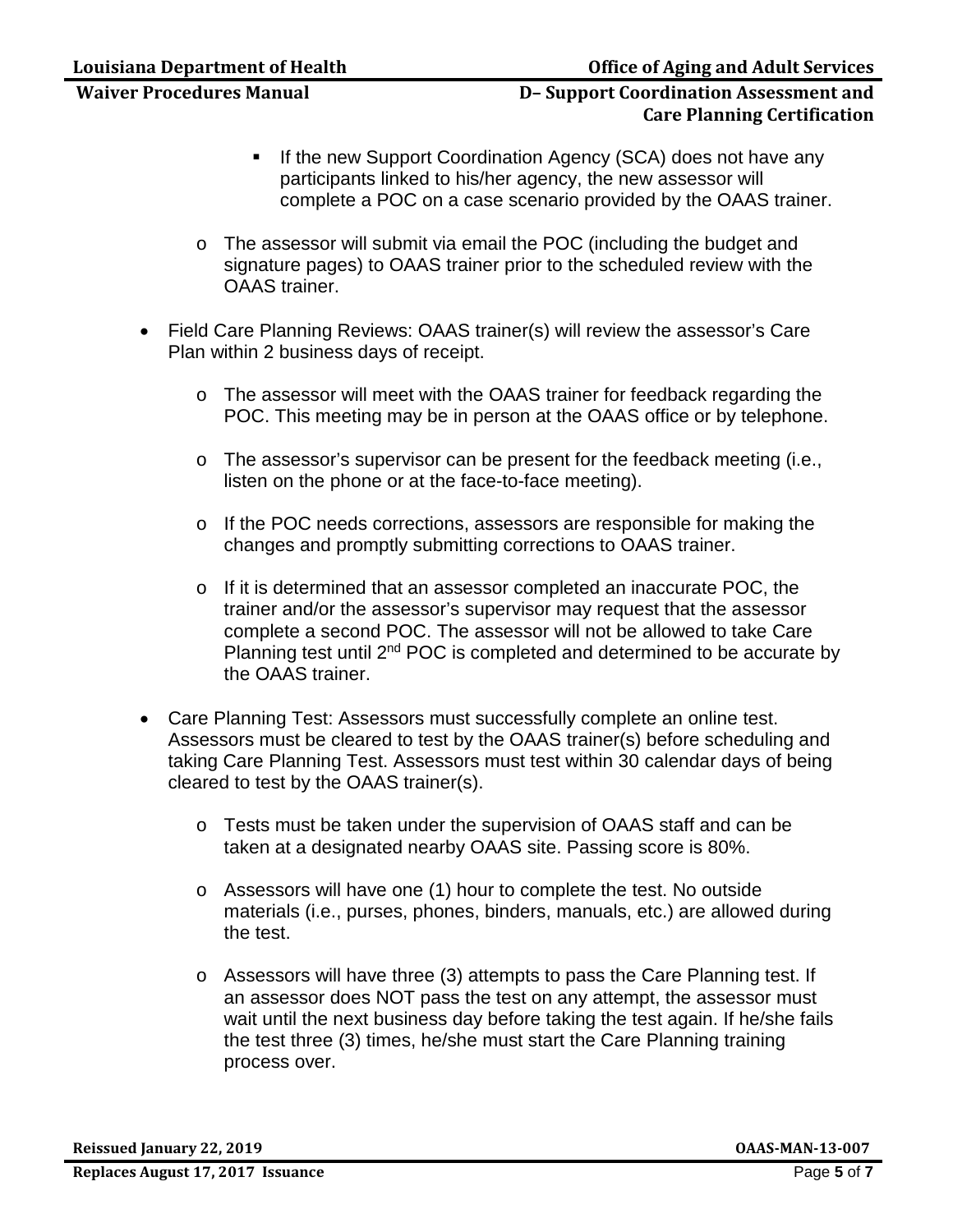- If the new Support Coordination Agency (SCA) does not have any participants linked to his/her agency, the new assessor will complete a POC on a case scenario provided by the OAAS trainer.
  - The assessor will submit via email the POC (including the budget and signature pages) to OAAS trainer prior to the scheduled review with the OAAS trainer.

- Field Care Planning Reviews: OAAS trainer(s) will review the assessor's Care Plan within 2 business days of receipt.
  - The assessor will meet with the OAAS trainer for feedback regarding the POC. This meeting may be in person at the OAAS office or by telephone.
  - The assessor's supervisor can be present for the feedback meeting (i.e., listen on the phone or at the face-to-face meeting).
  - If the POC needs corrections, assessors are responsible for making the changes and promptly submitting corrections to OAAS trainer.
  - If it is determined that an assessor completed an inaccurate POC, the trainer and/or the assessor's supervisor may request that the assessor complete a second POC. The assessor will not be allowed to take Care Planning test until 2nd POC is completed and determined to be accurate by the OAAS trainer.

- Care Planning Test: Assessors must successfully complete an online test. Assessors must be cleared to test by the OAAS trainer(s) before scheduling and taking Care Planning Test. Assessors must test within 30 calendar days of being cleared to test by the OAAS trainer(s).
  - Tests must be taken under the supervision of OAAS staff and can be taken at a designated nearby OAAS site. Passing score is 80%.
  - Assessors will have one (1) hour to complete the test. No outside materials (i.e., purses, phones, binders, manuals, etc.) are allowed during the test.
  - Assessors will have three (3) attempts to pass the Care Planning test. If an assessor does NOT pass the test on any attempt, the assessor must wait until the next business day before taking the test again. If he/she fails the test three (3) times, he/she must start the Care Planning training process over.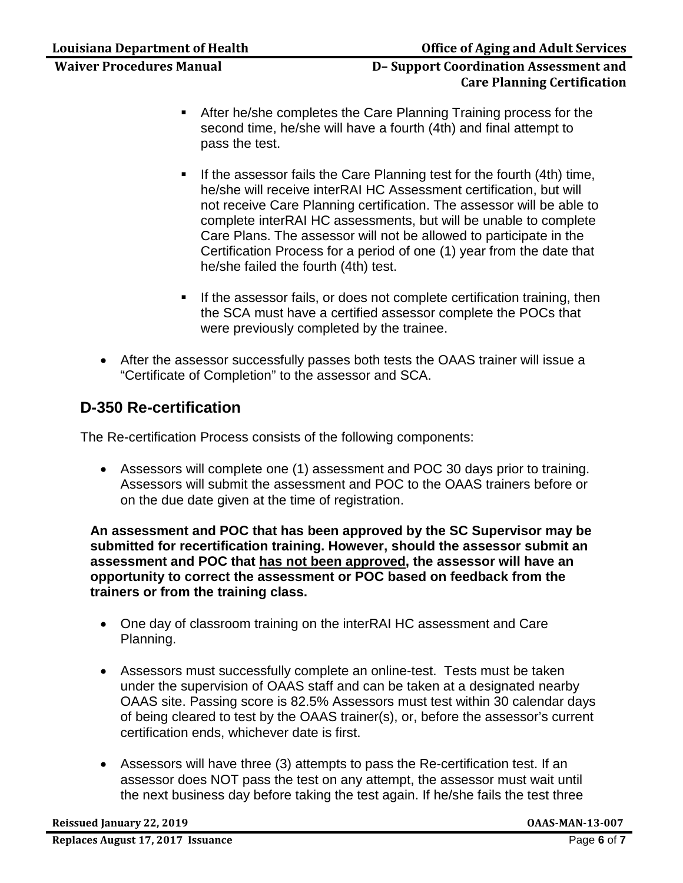- After he/she completes the Care Planning Training process for the second time, he/she will have a fourth (4th) and final attempt to pass the test.

- If the assessor fails the Care Planning test for the fourth (4th) time, he/she will receive interRAI HC Assessment certification, but will not receive Care Planning certification. The assessor will be able to complete interRAI HC assessments, but will be unable to complete Care Plans. The assessor will not be allowed to participate in the Certification Process for a period of one (1) year from the date that he/she failed the fourth (4th) test.

- If the assessor fails, or does not complete certification training, then the SCA must have a certified assessor complete the POCs that were previously completed by the trainee.

- After the assessor successfully passes both tests the OAAS trainer will issue a "Certificate of Completion" to the assessor and SCA.

## D-350 Re-certification

The Re-certification Process consists of the following components:

- Assessors will complete one (1) assessment and POC 30 days prior to training. Assessors will submit the assessment and POC to the OAAS trainers before or on the due date given at the time of registration.

**An assessment and POC that has been approved by the SC Supervisor may be submitted for recertification training. However, should the assessor submit an assessment and POC that <u>has not been approved</u>, the assessor will have an opportunity to correct the assessment or POC based on feedback from the trainers or from the training class.**

- One day of classroom training on the interRAI HC assessment and Care Planning.

- Assessors must successfully complete an online-test. Tests must be taken under the supervision of OAAS staff and can be taken at a designated nearby OAAS site. Passing score is 82.5% Assessors must test within 30 calendar days of being cleared to test by the OAAS trainer(s), or, before the assessor's current certification ends, whichever date is first.

- Assessors will have three (3) attempts to pass the Re-certification test. If an assessor does NOT pass the test on any attempt, the assessor must wait until the next business day before taking the test again. If he/she fails the test three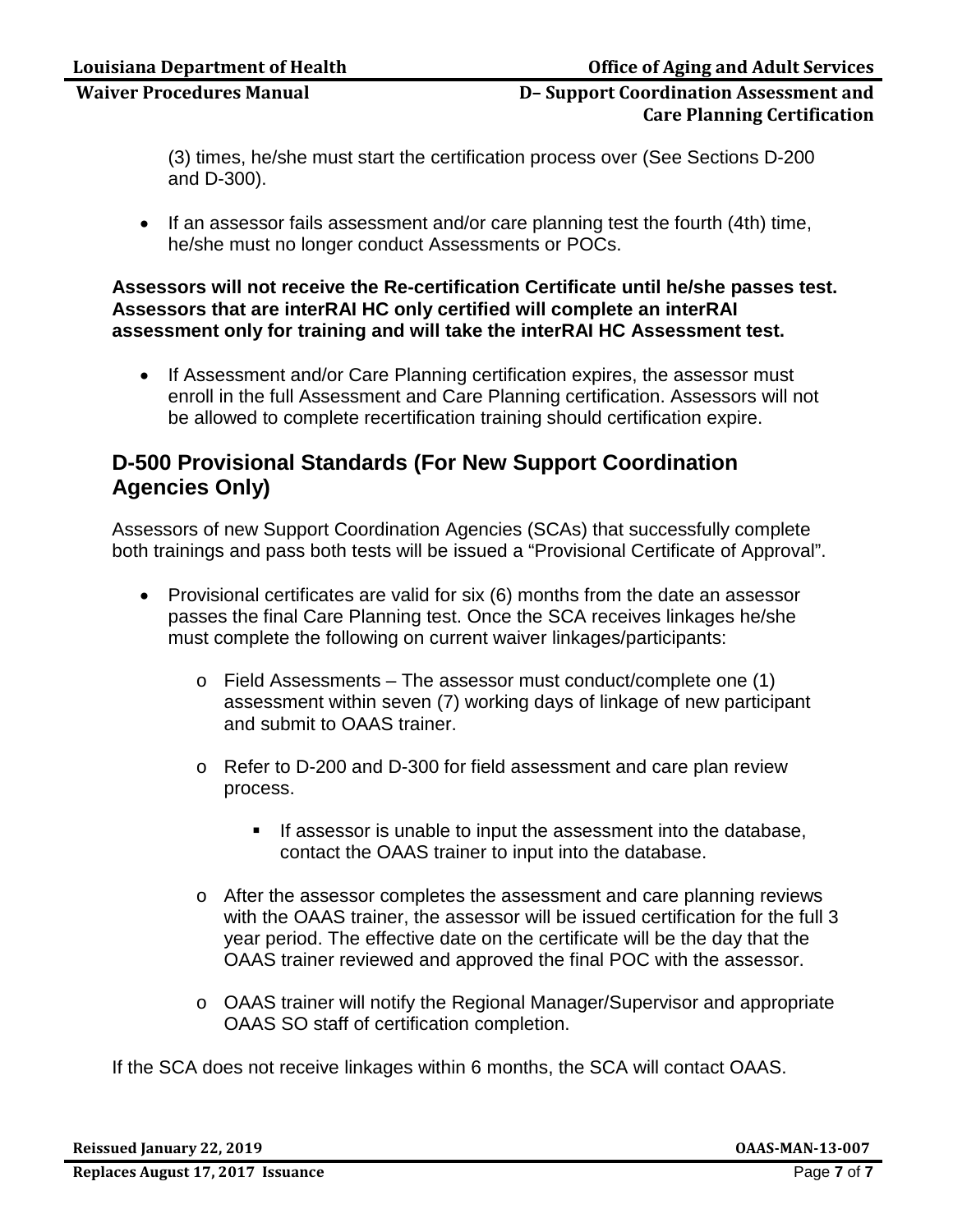(3) times, he/she must start the certification process over (See Sections D-200 and D-300).

- If an assessor fails assessment and/or care planning test the fourth (4th) time, he/she must no longer conduct Assessments or POCs.

**Assessors will not receive the Re-certification Certificate until he/she passes test. Assessors that are interRAI HC only certified will complete an interRAI assessment only for training and will take the interRAI HC Assessment test.**

- If Assessment and/or Care Planning certification expires, the assessor must enroll in the full Assessment and Care Planning certification. Assessors will not be allowed to complete recertification training should certification expire.

## D-500 Provisional Standards (For New Support Coordination Agencies Only)

Assessors of new Support Coordination Agencies (SCAs) that successfully complete both trainings and pass both tests will be issued a "Provisional Certificate of Approval".

- Provisional certificates are valid for six (6) months from the date an assessor passes the final Care Planning test. Once the SCA receives linkages he/she must complete the following on current waiver linkages/participants:
  - Field Assessments – The assessor must conduct/complete one (1) assessment within seven (7) working days of linkage of new participant and submit to OAAS trainer.
  - Refer to D-200 and D-300 for field assessment and care plan review process.
    - If assessor is unable to input the assessment into the database, contact the OAAS trainer to input into the database.
  - After the assessor completes the assessment and care planning reviews with the OAAS trainer, the assessor will be issued certification for the full 3 year period. The effective date on the certificate will be the day that the OAAS trainer reviewed and approved the final POC with the assessor.
  - OAAS trainer will notify the Regional Manager/Supervisor and appropriate OAAS SO staff of certification completion.

If the SCA does not receive linkages within 6 months, the SCA will contact OAAS.